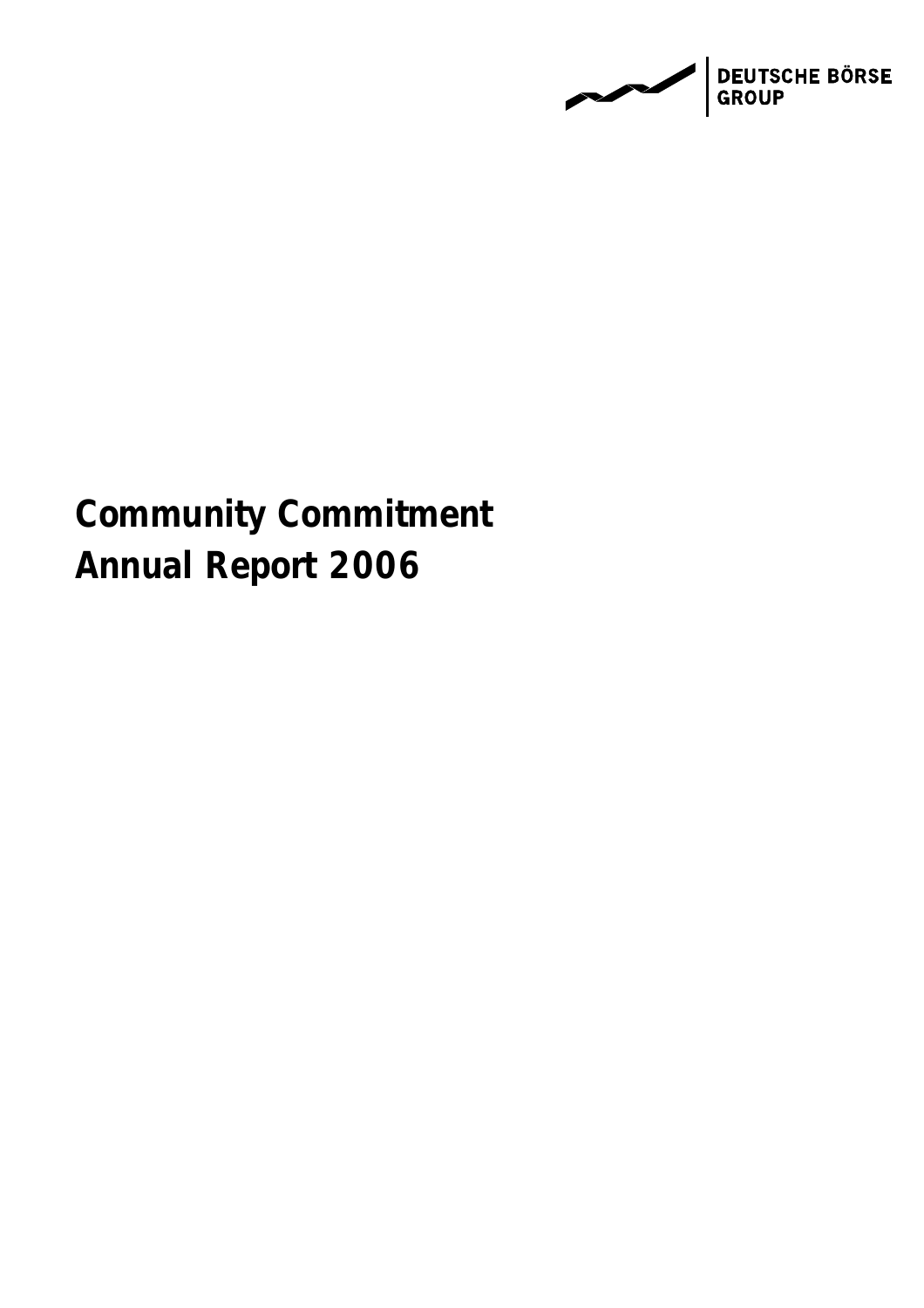DEUTSCHE BÖRSE GROUP

# Community Commitment
# Annual Report 2006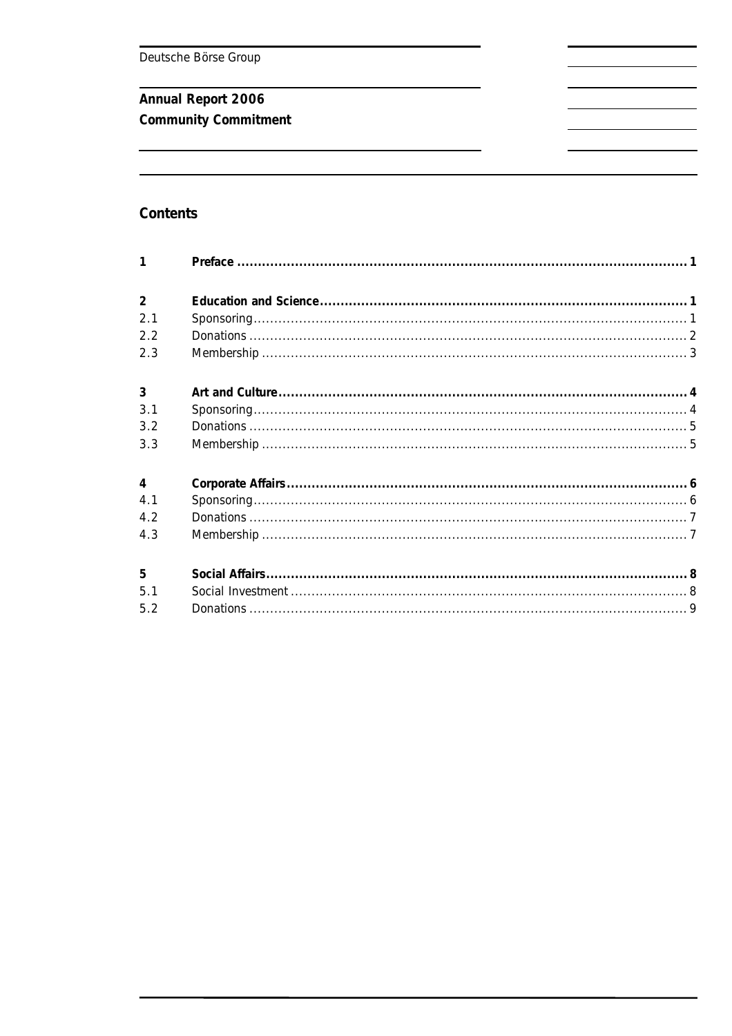Deutsche Börse Group

**Annual Report 2006**
**Community Commitment**

## Contents

| | | |
|---|---|---|
| **1** | **Preface** | **1** |
| **2** | **Education and Science** | **1** |
| 2.1 | Sponsoring | 1 |
| 2.2 | Donations | 2 |
| 2.3 | Membership | 3 |
| **3** | **Art and Culture** | **4** |
| 3.1 | Sponsoring | 4 |
| 3.2 | Donations | 5 |
| 3.3 | Membership | 5 |
| **4** | **Corporate Affairs** | **6** |
| 4.1 | Sponsoring | 6 |
| 4.2 | Donations | 7 |
| 4.3 | Membership | 7 |
| **5** | **Social Affairs** | **8** |
| 5.1 | Social Investment | 8 |
| 5.2 | Donations | 9 |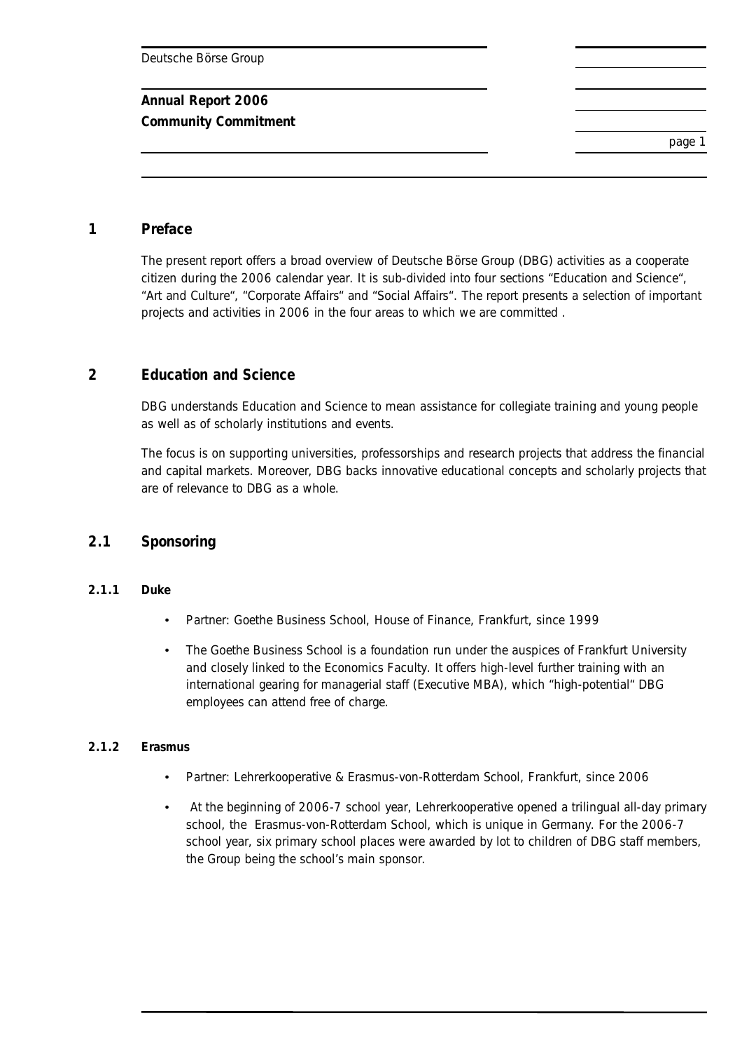# 1 Preface

The present report offers a broad overview of Deutsche Börse Group (DBG) activities as a cooperate citizen during the 2006 calendar year. It is sub-divided into four sections “Education and Science“, “Art and Culture“, “Corporate Affairs“ and “Social Affairs“. The report presents a selection of important projects and activities in 2006 in the four areas to which we are committed .

# 2 Education and Science

DBG understands Education and Science to mean assistance for collegiate training and young people as well as of scholarly institutions and events.

The focus is on supporting universities, professorships and research projects that address the financial and capital markets. Moreover, DBG backs innovative educational concepts and scholarly projects that are of relevance to DBG as a whole.

## 2.1 Sponsoring

### 2.1.1 Duke

- Partner: Goethe Business School, House of Finance, Frankfurt, since 1999
- The Goethe Business School is a foundation run under the auspices of Frankfurt University and closely linked to the Economics Faculty. It offers high-level further training with an international gearing for managerial staff (Executive MBA), which “high-potential“ DBG employees can attend free of charge.

### 2.1.2 Erasmus

- Partner: Lehrerkooperative & Erasmus-von-Rotterdam School, Frankfurt, since 2006
- At the beginning of 2006-7 school year, Lehrerkooperative opened a trilingual all-day primary school, the Erasmus-von-Rotterdam School, which is unique in Germany. For the 2006-7 school year, six primary school places were awarded by lot to children of DBG staff members, the Group being the school’s main sponsor.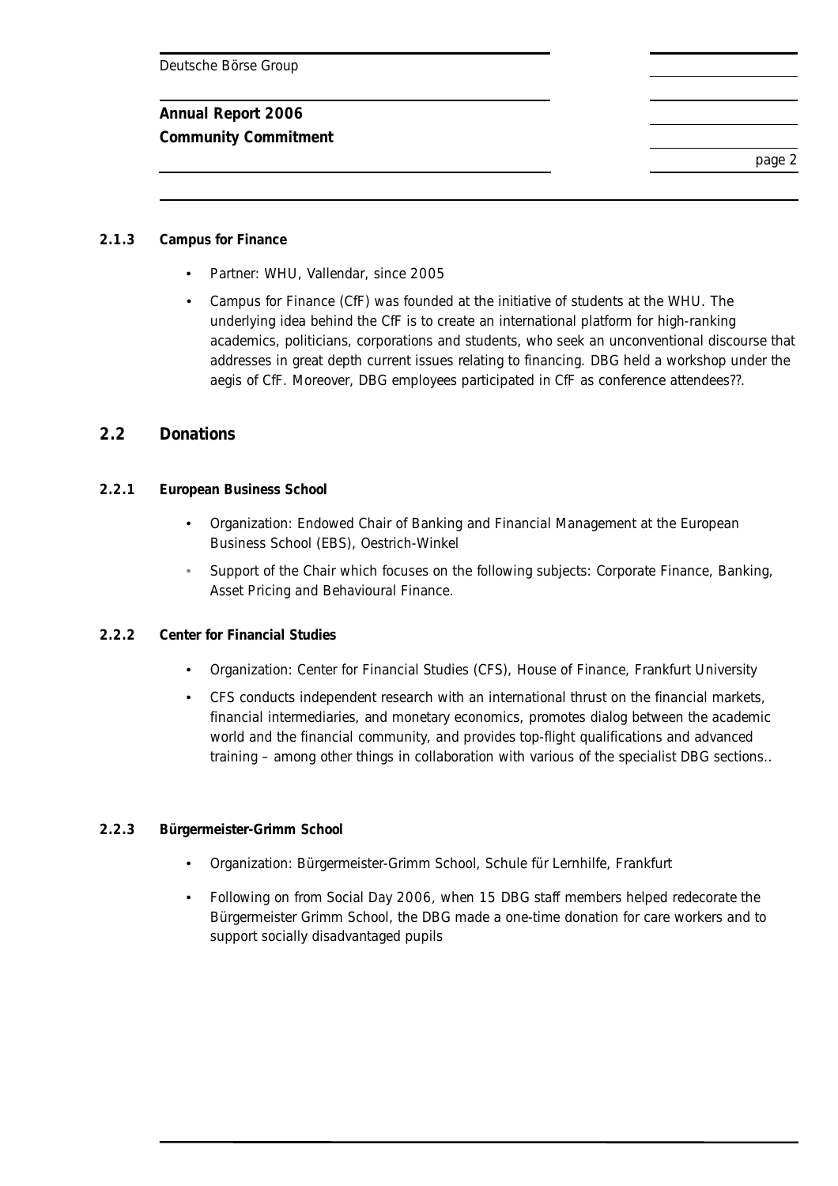### 2.1.3 Campus for Finance

- Partner: WHU, Vallendar, since 2005
- Campus for Finance (CfF) was founded at the initiative of students at the WHU. The underlying idea behind the CfF is to create an international platform for high-ranking academics, politicians, corporations and students, who seek an unconventional discourse that addresses in great depth current issues relating to financing. DBG held a workshop under the aegis of CfF. Moreover, DBG employees participated in CfF as conference attendees??.

## 2.2 Donations

### 2.2.1 European Business School

- Organization: Endowed Chair of Banking and Financial Management at the European Business School (EBS), Oestrich-Winkel
- Support of the Chair which focuses on the following subjects: Corporate Finance, Banking, Asset Pricing and Behavioural Finance.

### 2.2.2 Center for Financial Studies

- Organization: Center for Financial Studies (CFS), House of Finance, Frankfurt University
- CFS conducts independent research with an international thrust on the financial markets, financial intermediaries, and monetary economics, promotes dialog between the academic world and the financial community, and provides top-flight qualifications and advanced training – among other things in collaboration with various of the specialist DBG sections..

### 2.2.3 Bürgermeister-Grimm School

- Organization: Bürgermeister-Grimm School, Schule für Lernhilfe, Frankfurt
- Following on from Social Day 2006, when 15 DBG staff members helped redecorate the Bürgermeister Grimm School, the DBG made a one-time donation for care workers and to support socially disadvantaged pupils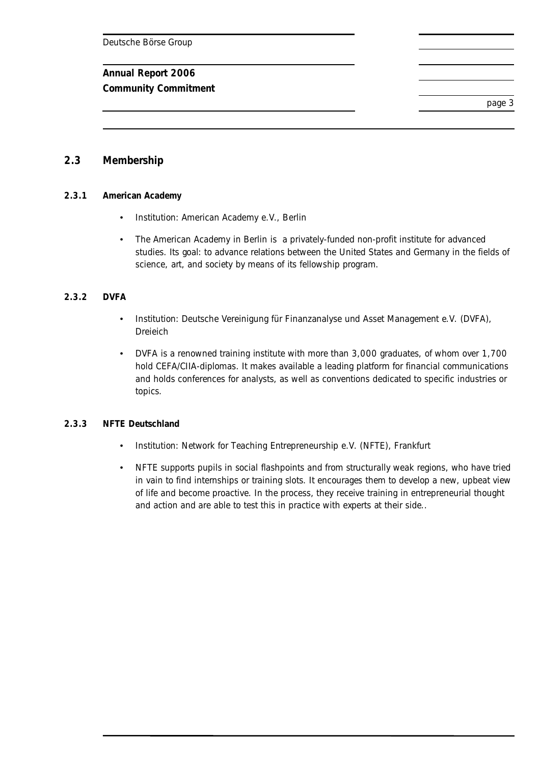## 2.3 Membership

### 2.3.1 American Academy

- Institution: American Academy e.V., Berlin
- The American Academy in Berlin is a privately-funded non-profit institute for advanced studies. Its goal: to advance relations between the United States and Germany in the fields of science, art, and society by means of its fellowship program.

### 2.3.2 DVFA

- Institution: Deutsche Vereinigung für Finanzanalyse und Asset Management e.V. (DVFA), Dreieich
- DVFA is a renowned training institute with more than 3,000 graduates, of whom over 1,700 hold CEFA/CIIA-diplomas. It makes available a leading platform for financial communications and holds conferences for analysts, as well as conventions dedicated to specific industries or topics.

### 2.3.3 NFTE Deutschland

- Institution: Network for Teaching Entrepreneurship e.V. (NFTE), Frankfurt
- NFTE supports pupils in social flashpoints and from structurally weak regions, who have tried in vain to find internships or training slots. It encourages them to develop a new, upbeat view of life and become proactive. In the process, they receive training in entrepreneurial thought and action and are able to test this in practice with experts at their side..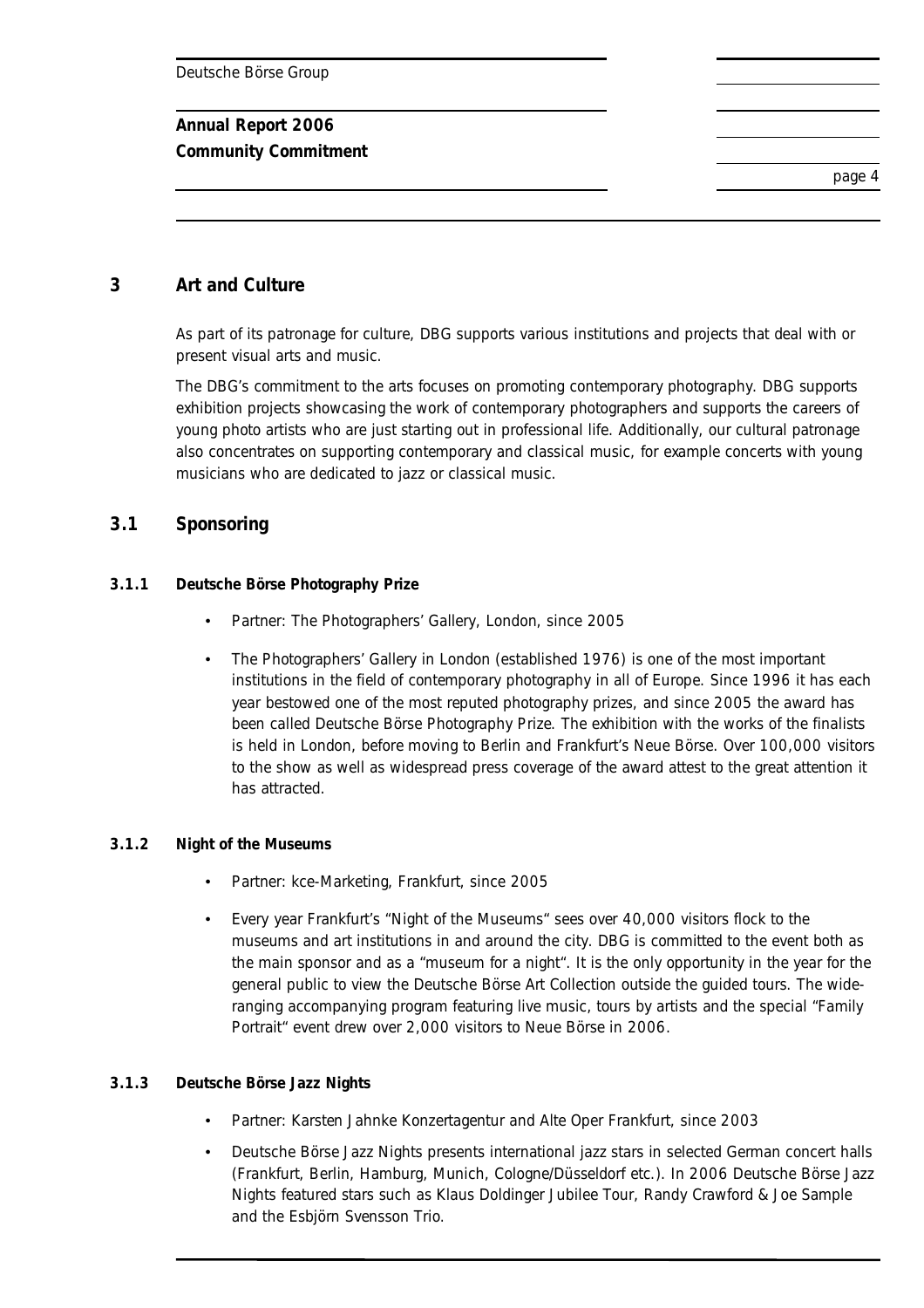# 3 Art and Culture

As part of its patronage for culture, DBG supports various institutions and projects that deal with or present visual arts and music.

The DBG's commitment to the arts focuses on promoting contemporary photography. DBG supports exhibition projects showcasing the work of contemporary photographers and supports the careers of young photo artists who are just starting out in professional life. Additionally, our cultural patronage also concentrates on supporting contemporary and classical music, for example concerts with young musicians who are dedicated to jazz or classical music.

## 3.1 Sponsoring

### 3.1.1 Deutsche Börse Photography Prize

- Partner: The Photographers' Gallery, London, since 2005
- The Photographers' Gallery in London (established 1976) is one of the most important institutions in the field of contemporary photography in all of Europe. Since 1996 it has each year bestowed one of the most reputed photography prizes, and since 2005 the award has been called Deutsche Börse Photography Prize. The exhibition with the works of the finalists is held in London, before moving to Berlin and Frankfurt's Neue Börse. Over 100,000 visitors to the show as well as widespread press coverage of the award attest to the great attention it has attracted.

### 3.1.2 Night of the Museums

- Partner: kce-Marketing, Frankfurt, since 2005
- Every year Frankfurt's "Night of the Museums" sees over 40,000 visitors flock to the museums and art institutions in and around the city. DBG is committed to the event both as the main sponsor and as a "museum for a night". It is the only opportunity in the year for the general public to view the Deutsche Börse Art Collection outside the guided tours. The wide-ranging accompanying program featuring live music, tours by artists and the special "Family Portrait" event drew over 2,000 visitors to Neue Börse in 2006.

### 3.1.3 Deutsche Börse Jazz Nights

- Partner: Karsten Jahnke Konzertagentur and Alte Oper Frankfurt, since 2003
- Deutsche Börse Jazz Nights presents international jazz stars in selected German concert halls (Frankfurt, Berlin, Hamburg, Munich, Cologne/Düsseldorf etc.). In 2006 Deutsche Börse Jazz Nights featured stars such as Klaus Doldinger Jubilee Tour, Randy Crawford & Joe Sample and the Esbjörn Svensson Trio.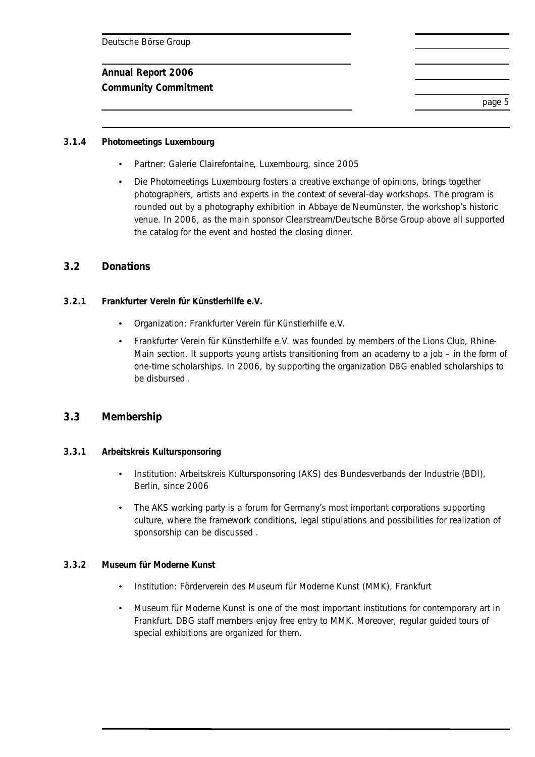#### 3.1.4 Photomeetings Luxembourg

- Partner: Galerie Clairefontaine, Luxembourg, since 2005
- Die Photomeetings Luxembourg fosters a creative exchange of opinions, brings together photographers, artists and experts in the context of several-day workshops. The program is rounded out by a photography exhibition in Abbaye de Neumünster, the workshop's historic venue. In 2006, as the main sponsor Clearstream/Deutsche Börse Group above all supported the catalog for the event and hosted the closing dinner.

### 3.2 Donations

#### 3.2.1 Frankfurter Verein für Künstlerhilfe e.V.

- Organization: Frankfurter Verein für Künstlerhilfe e.V.
- Frankfurter Verein für Künstlerhilfe e.V. was founded by members of the Lions Club, Rhine-Main section. It supports young artists transitioning from an academy to a job – in the form of one-time scholarships. In 2006, by supporting the organization DBG enabled scholarships to be disbursed .

### 3.3 Membership

#### 3.3.1 Arbeitskreis Kultursponsoring

- Institution: Arbeitskreis Kultursponsoring (AKS) des Bundesverbands der Industrie (BDI), Berlin, since 2006
- The AKS working party is a forum for Germany's most important corporations supporting culture, where the framework conditions, legal stipulations and possibilities for realization of sponsorship can be discussed .

#### 3.3.2 Museum für Moderne Kunst

- Institution: Förderverein des Museum für Moderne Kunst (MMK), Frankfurt
- Museum für Moderne Kunst is one of the most important institutions for contemporary art in Frankfurt. DBG staff members enjoy free entry to MMK. Moreover, regular guided tours of special exhibitions are organized for them.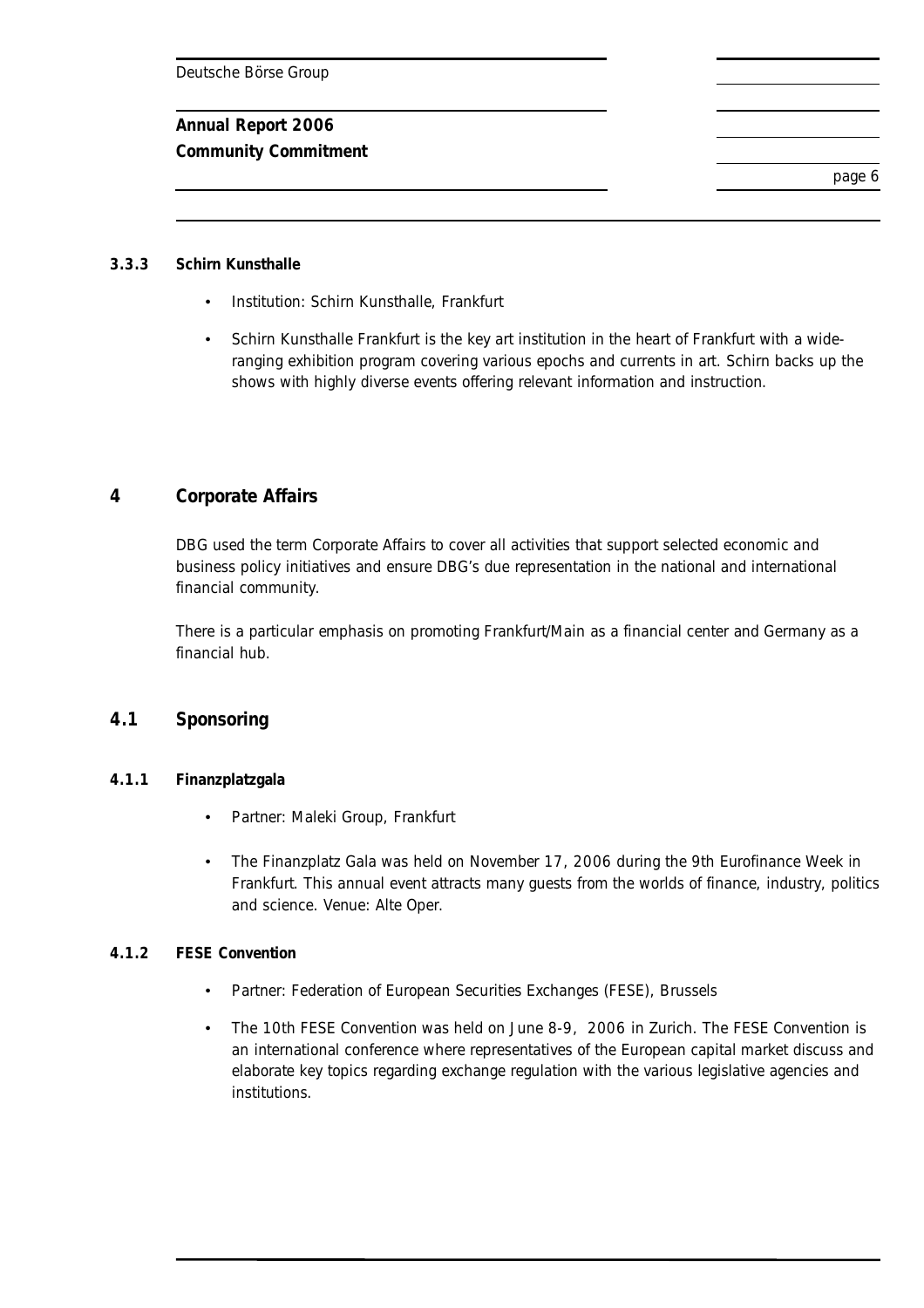#### 3.3.3 Schirn Kunsthalle

- Institution: Schirn Kunsthalle, Frankfurt
- Schirn Kunsthalle Frankfurt is the key art institution in the heart of Frankfurt with a wide-ranging exhibition program covering various epochs and currents in art. Schirn backs up the shows with highly diverse events offering relevant information and instruction.

## 4 Corporate Affairs

DBG used the term Corporate Affairs to cover all activities that support selected economic and business policy initiatives and ensure DBG's due representation in the national and international financial community.

There is a particular emphasis on promoting Frankfurt/Main as a financial center and Germany as a financial hub.

### 4.1 Sponsoring

#### 4.1.1 Finanzplatzgala

- Partner: Maleki Group, Frankfurt
- The Finanzplatz Gala was held on November 17, 2006 during the 9th Eurofinance Week in Frankfurt. This annual event attracts many guests from the worlds of finance, industry, politics and science. Venue: Alte Oper.

#### 4.1.2 FESE Convention

- Partner: Federation of European Securities Exchanges (FESE), Brussels
- The 10th FESE Convention was held on June 8-9, 2006 in Zurich. The FESE Convention is an international conference where representatives of the European capital market discuss and elaborate key topics regarding exchange regulation with the various legislative agencies and institutions.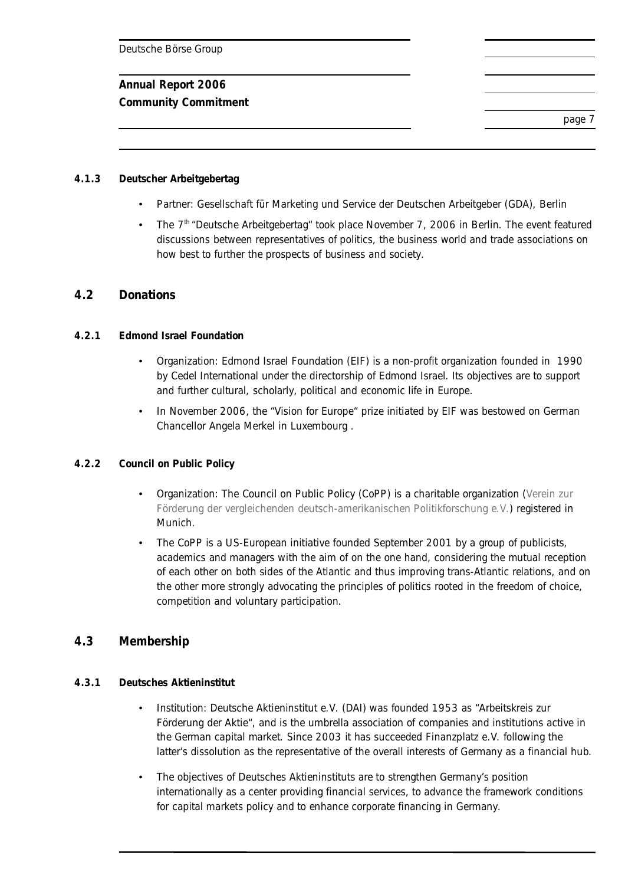#### 4.1.3 Deutscher Arbeitgebertag

- Partner: Gesellschaft für Marketing und Service der Deutschen Arbeitgeber (GDA), Berlin
- The 7th "Deutsche Arbeitgebertag" took place November 7, 2006 in Berlin. The event featured discussions between representatives of politics, the business world and trade associations on how best to further the prospects of business and society.

### 4.2 Donations

#### 4.2.1 Edmond Israel Foundation

- Organization: Edmond Israel Foundation (EIF) is a non-profit organization founded in 1990 by Cedel International under the directorship of Edmond Israel. Its objectives are to support and further cultural, scholarly, political and economic life in Europe.
- In November 2006, the "Vision for Europe" prize initiated by EIF was bestowed on German Chancellor Angela Merkel in Luxembourg .

#### 4.2.2 Council on Public Policy

- Organization: The Council on Public Policy (CoPP) is a charitable organization (Verein zur Förderung der vergleichenden deutsch-amerikanischen Politikforschung e.V.) registered in Munich.
- The CoPP is a US-European initiative founded September 2001 by a group of publicists, academics and managers with the aim of on the one hand, considering the mutual reception of each other on both sides of the Atlantic and thus improving trans-Atlantic relations, and on the other more strongly advocating the principles of politics rooted in the freedom of choice, competition and voluntary participation.

### 4.3 Membership

#### 4.3.1 Deutsches Aktieninstitut

- Institution: Deutsche Aktieninstitut e.V. (DAI) was founded 1953 as "Arbeitskreis zur Förderung der Aktie", and is the umbrella association of companies and institutions active in the German capital market. Since 2003 it has succeeded Finanzplatz e.V. following the latter's dissolution as the representative of the overall interests of Germany as a financial hub.
- The objectives of Deutsches Aktieninstituts are to strengthen Germany's position internationally as a center providing financial services, to advance the framework conditions for capital markets policy and to enhance corporate financing in Germany.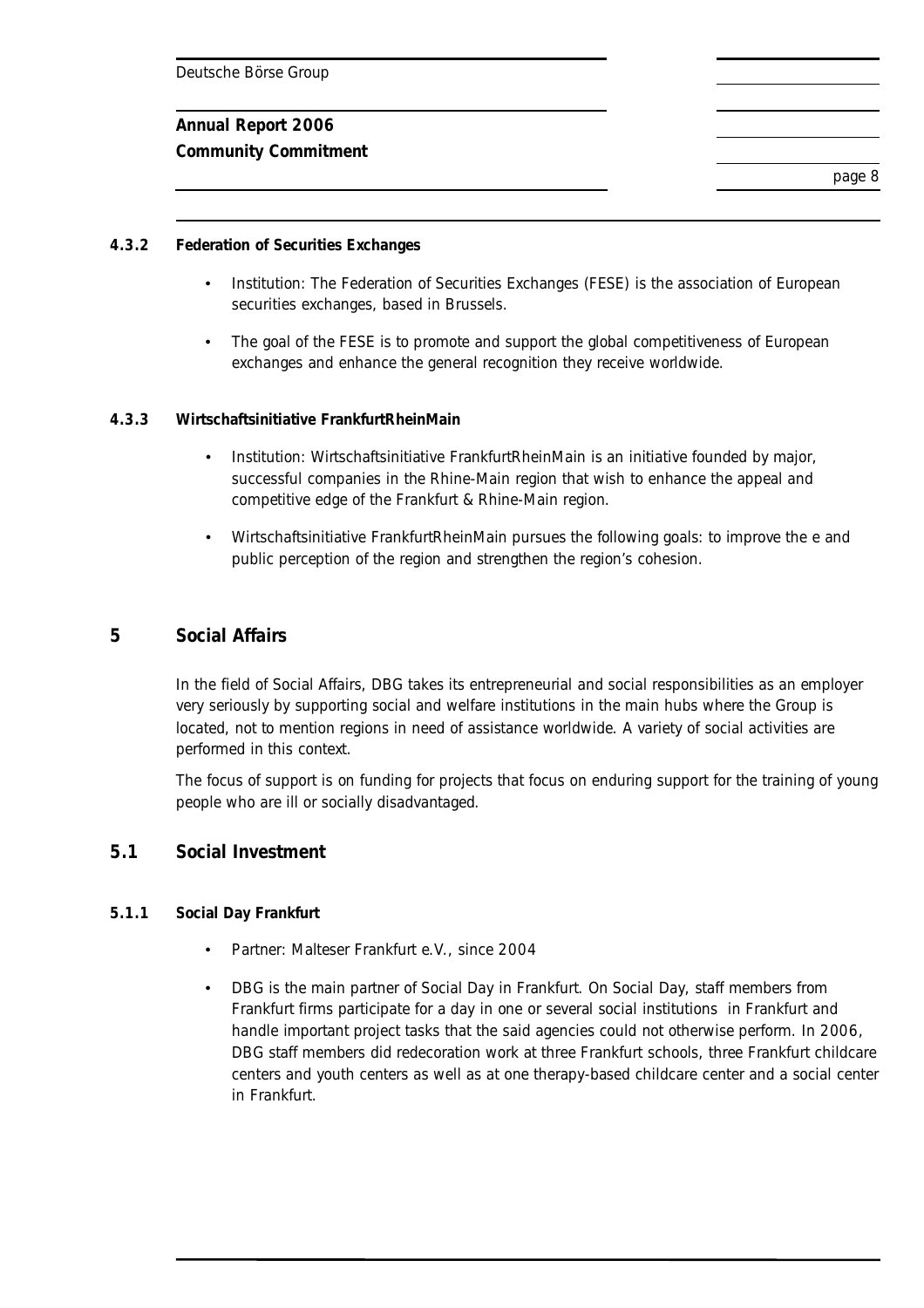#### 4.3.2 Federation of Securities Exchanges

- Institution: The Federation of Securities Exchanges (FESE) is the association of European securities exchanges, based in Brussels.
- The goal of the FESE is to promote and support the global competitiveness of European exchanges and enhance the general recognition they receive worldwide.

#### 4.3.3 Wirtschaftsinitiative FrankfurtRheinMain

- Institution: Wirtschaftsinitiative FrankfurtRheinMain is an initiative founded by major, successful companies in the Rhine-Main region that wish to enhance the appeal and competitive edge of the Frankfurt & Rhine-Main region.
- Wirtschaftsinitiative FrankfurtRheinMain pursues the following goals: to improve the e and public perception of the region and strengthen the region's cohesion.

## 5 Social Affairs

In the field of Social Affairs, DBG takes its entrepreneurial and social responsibilities as an employer very seriously by supporting social and welfare institutions in the main hubs where the Group is located, not to mention regions in need of assistance worldwide. A variety of social activities are performed in this context.

The focus of support is on funding for projects that focus on enduring support for the training of young people who are ill or socially disadvantaged.

### 5.1 Social Investment

#### 5.1.1 Social Day Frankfurt

- Partner: Malteser Frankfurt e.V., since 2004
- DBG is the main partner of Social Day in Frankfurt. On Social Day, staff members from Frankfurt firms participate for a day in one or several social institutions in Frankfurt and handle important project tasks that the said agencies could not otherwise perform. In 2006, DBG staff members did redecoration work at three Frankfurt schools, three Frankfurt childcare centers and youth centers as well as at one therapy-based childcare center and a social center in Frankfurt.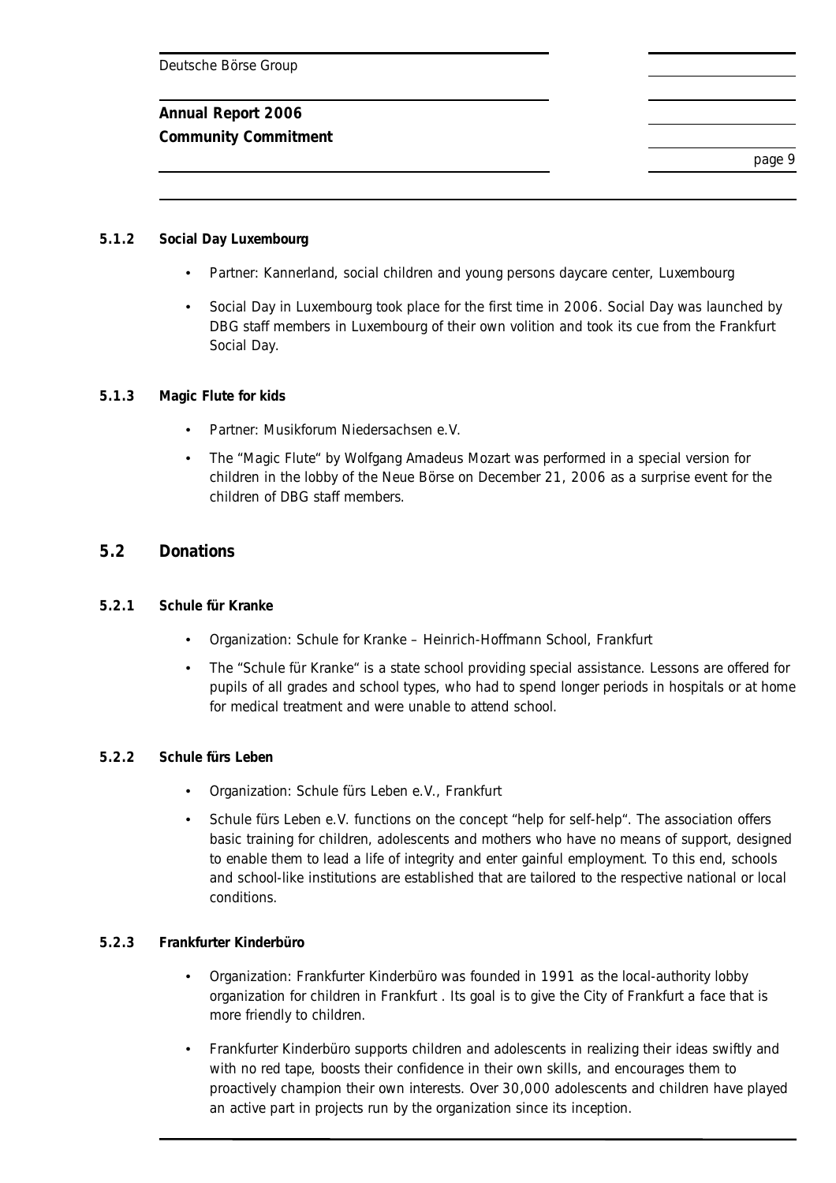#### 5.1.2 Social Day Luxembourg

- Partner: Kannerland, social children and young persons daycare center, Luxembourg
- Social Day in Luxembourg took place for the first time in 2006. Social Day was launched by DBG staff members in Luxembourg of their own volition and took its cue from the Frankfurt Social Day.

#### 5.1.3 Magic Flute for kids

- Partner: Musikforum Niedersachsen e.V.
- The "Magic Flute" by Wolfgang Amadeus Mozart was performed in a special version for children in the lobby of the Neue Börse on December 21, 2006 as a surprise event for the children of DBG staff members.

### 5.2 Donations

#### 5.2.1 Schule für Kranke

- Organization: Schule for Kranke – Heinrich-Hoffmann School, Frankfurt
- The "Schule für Kranke" is a state school providing special assistance. Lessons are offered for pupils of all grades and school types, who had to spend longer periods in hospitals or at home for medical treatment and were unable to attend school.

#### 5.2.2 Schule fürs Leben

- Organization: Schule fürs Leben e.V., Frankfurt
- Schule fürs Leben e.V. functions on the concept "help for self-help". The association offers basic training for children, adolescents and mothers who have no means of support, designed to enable them to lead a life of integrity and enter gainful employment. To this end, schools and school-like institutions are established that are tailored to the respective national or local conditions.

#### 5.2.3 Frankfurter Kinderbüro

- Organization: Frankfurter Kinderbüro was founded in 1991 as the local-authority lobby organization for children in Frankfurt . Its goal is to give the City of Frankfurt a face that is more friendly to children.
- Frankfurter Kinderbüro supports children and adolescents in realizing their ideas swiftly and with no red tape, boosts their confidence in their own skills, and encourages them to proactively champion their own interests. Over 30,000 adolescents and children have played an active part in projects run by the organization since its inception.